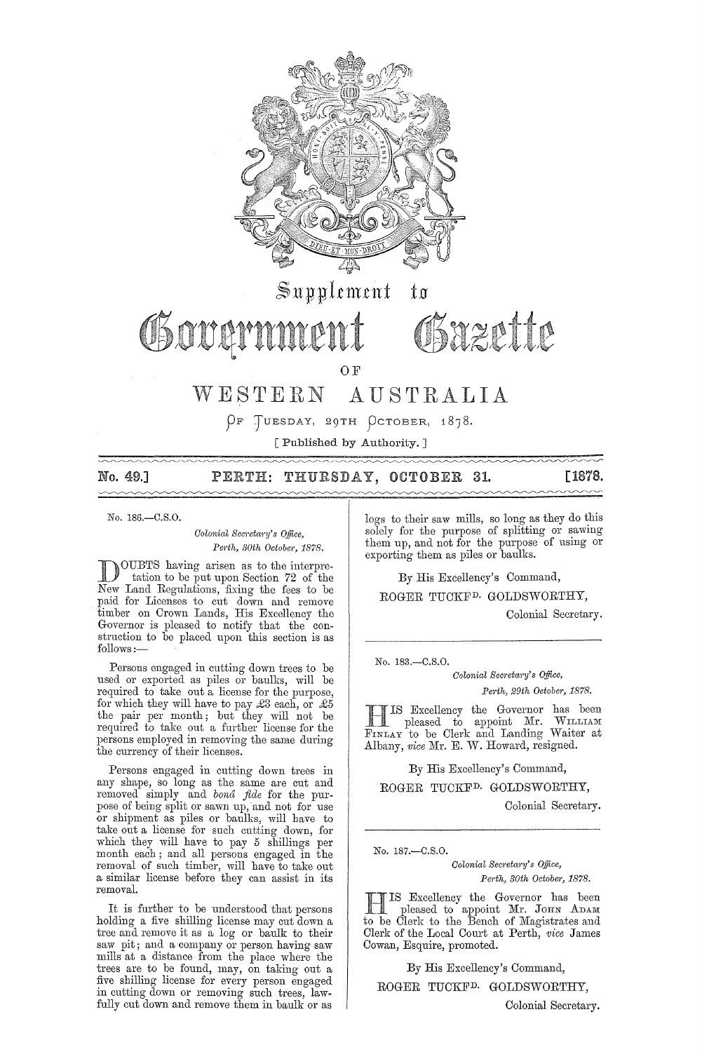# Supplement to Government Gazette

## OF WESTERN AUSTRALIA

OF TUESDAY, 29TH OCTOBER, 1878.

[ Published by Authority. ]

**No. 49.] PERTH: THURSDAY, OCTOBER 31. [1878.**

No. 186.—C.S.O.

*Colonial Secretary's Office,*
*Perth, 30th October, 1878.*

DOUBTS having arisen as to the interpretation to be put upon Section 72 of the New Land Regulations, fixing the fees to be paid for Licenses to cut down and remove timber on Crown Lands, His Excellency the Governor is pleased to notify that the construction to be placed upon this section is as follows:—

Persons engaged in cutting down trees to be used or exported as piles or baulks, will be required to take out a license for the purpose, for which they will have to pay £3 each, or £5 the pair per month; but they will not be required to take out a further license for the persons employed in removing the same during the currency of their licenses.

Persons engaged in cutting down trees in any shape, so long as the same are cut and removed simply and *bonâ fide* for the purpose of being split or sawn up, and not for use or shipment as piles or baulks, will have to take out a license for such cutting down, for which they will have to pay 5 shillings per month each; and all persons engaged in the removal of such timber, will have to take out a similar license before they can assist in its removal.

It is further to be understood that persons holding a five shilling license may cut down a tree and remove it as a log or baulk to their saw pit; and a company or person having saw mills at a distance from the place where the trees are to be found, may, on taking out a five shilling license for every person engaged in cutting down or removing such trees, lawfully cut down and remove them in baulk or as logs to their saw mills, so long as they do this solely for the purpose of splitting or sawing them up, and not for the purpose of using or exporting them as piles or baulks.

By His Excellency's Command,

ROGER TUCKFD. GOLDSWORTHY,
Colonial Secretary.

---

No. 183.—C.S.O.

*Colonial Secretary's Office,*
*Perth, 29th October, 1878.*

HIS Excellency the Governor has been pleased to appoint Mr. WILLIAM FINLAY to be Clerk and Landing Waiter at Albany, *vice* Mr. E. W. Howard, resigned.

By His Excellency's Command,

ROGER TUCKFD. GOLDSWORTHY,
Colonial Secretary.

---

No. 187.—C.S.O.

*Colonial Secretary's Office,*
*Perth, 30th October, 1878.*

HIS Excellency the Governor has been pleased to appoint Mr. JOHN ADAM to be Clerk to the Bench of Magistrates and Clerk of the Local Court at Perth, *vice* James Cowan, Esquire, promoted.

By His Excellency's Command,

ROGER TUCKFD. GOLDSWORTHY,
Colonial Secretary.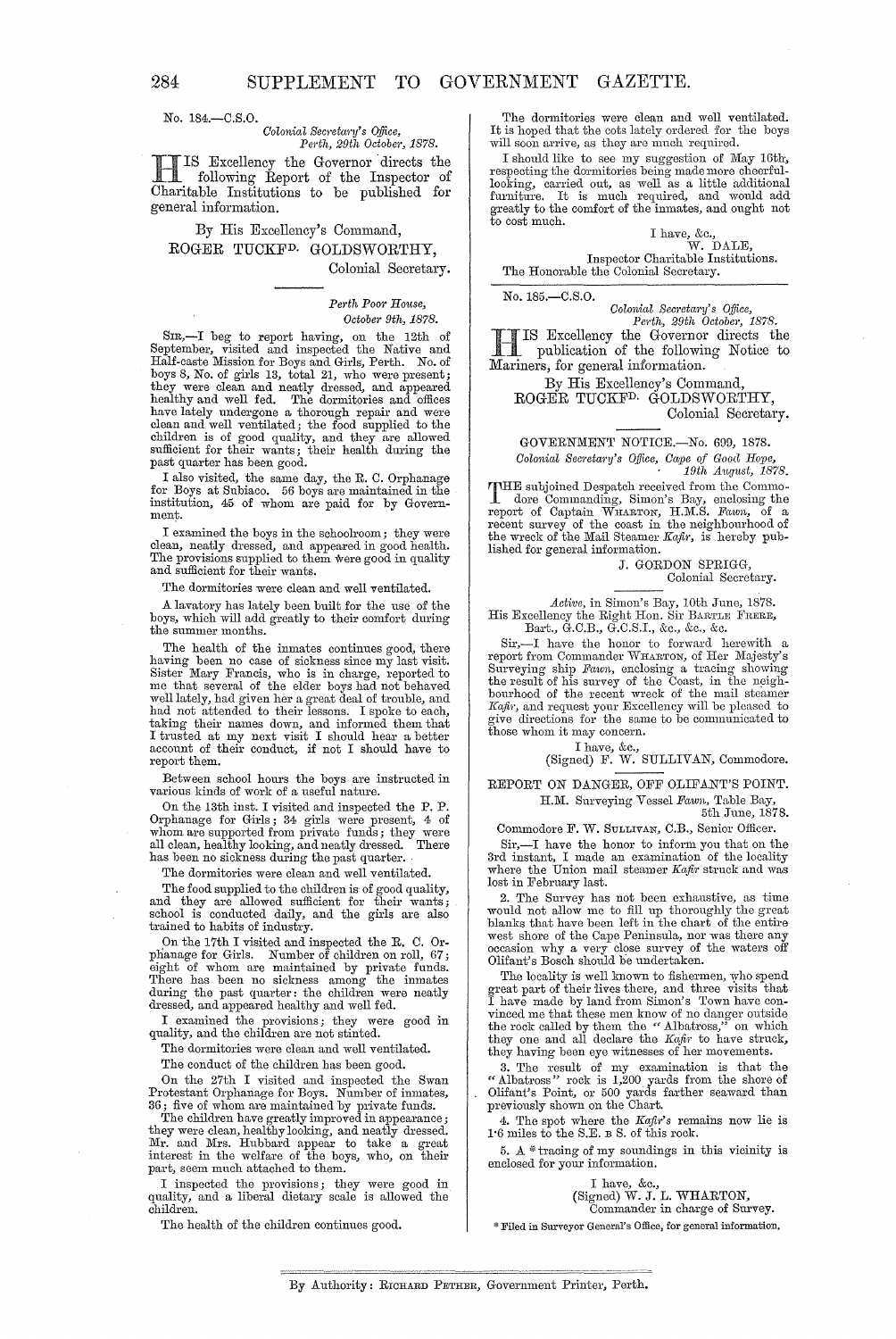No. 184.—C.S.O.

*Colonial Secretary's Office,*
*Perth, 29th October, 1878.*

HIS Excellency the Governor directs the following Report of the Inspector of Charitable Institutions to be published for general information.

By His Excellency's Command,

ROGER TUCKFD. GOLDSWORTHY,
Colonial Secretary.

*Perth Poor House,*
*October 9th, 1878.*

SIR,—I beg to report having, on the 12th of September, visited and inspected the Native and Half-caste Mission for Boys and Girls, Perth. No. of boys 8, No. of girls 13, total 21, who were present; they were clean and neatly dressed, and appeared healthy and well fed. The dormitories and offices have lately undergone a thorough repair and were clean and well ventilated; the food supplied to the children is of good quality, and they are allowed sufficient for their wants; their health during the past quarter has been good.

I also visited, the same day, the R. C. Orphanage for Boys at Subiaco. 56 boys are maintained in the institution, 45 of whom are paid for by Government.

I examined the boys in the schoolroom; they were clean, neatly dressed, and appeared in good health. The provisions supplied to them were good in quality and sufficient for their wants.

The dormitories were clean and well ventilated.

A lavatory has lately been built for the use of the boys, which will add greatly to their comfort during the summer months.

The health of the inmates continues good, there having been no case of sickness since my last visit. Sister Mary Francis, who is in charge, reported to me that several of the elder boys had not behaved well lately, had given her a great deal of trouble, and had not attended to their lessons. I spoke to each, taking their names down, and informed them that I trusted at my next visit I should hear a better account of their conduct, if not I should have to report them.

Between school hours the boys are instructed in various kinds of work of a useful nature.

On the 13th inst. I visited and inspected the P. P. Orphanage for Girls; 34 girls were present, 4 of whom are supported from private funds; they were all clean, healthy looking, and neatly dressed. There has been no sickness during the past quarter.

The dormitories were clean and well ventilated.

The food supplied to the children is of good quality, and they are allowed sufficient for their wants; school is conducted daily, and the girls are also trained to habits of industry.

On the 17th I visited and inspected the R. C. Orphanage for Girls. Number of children on roll, 67; eight of whom are maintained by private funds. There has been no sickness among the inmates during the past quarter: the children were neatly dressed, and appeared healthy and well fed.

I examined the provisions; they were good in quality, and the children are not stinted.

The dormitories were clean and well ventilated.

The conduct of the children has been good.

On the 27th I visited and inspected the Swan Protestant Orphanage for Boys. Number of inmates, 36; five of whom are maintained by private funds.

The children have greatly improved in appearance; they were clean, healthy looking, and neatly dressed. Mr. and Mrs. Hubbard appear to take a great interest in the welfare of the boys, who, on their part, seem much attached to them.

I inspected the provisions; they were good in quality, and a liberal dietary scale is allowed the children.

The health of the children continues good.

The dormitories were clean and well ventilated. It is hoped that the cots lately ordered for the boys will soon arrive, as they are much required.

I should like to see my suggestion of May 16th, respecting the dormitories being made more cheerful-looking, carried out, as well as a little additional furniture. It is much required, and would add greatly to the comfort of the inmates, and ought not to cost much.

I have, &c.,
W. DALE,
Inspector Charitable Institutions.

The Honorable the Colonial Secretary.

---

No. 185.—C.S.O.

*Colonial Secretary's Office,*
*Perth, 29th October, 1878.*

HIS Excellency the Governor directs the publication of the following Notice to Mariners, for general information.

By His Excellency's Command,

ROGER TUCKFD. GOLDSWORTHY,
Colonial Secretary.

GOVERNMENT NOTICE.—No. 699, 1878.

*Colonial Secretary's Office, Cape of Good Hope,*
*19th August, 1878.*

THE subjoined Despatch received from the Commodore Commanding, Simon's Bay, enclosing the report of Captain WHARTON, H.M.S. *Fawn*, of a recent survey of the coast in the neighbourhood of the wreck of the Mail Steamer *Kafir*, is hereby published for general information.

J. GORDON SPRIGG,
Colonial Secretary.

*Active*, in Simon's Bay, 10th June, 1878.

His Excellency the Right Hon. Sir BARTLE FRERE, Bart., G.C.B., G.C.S.I., &c., &c., &c.

Sir,—I have the honor to forward herewith a report from Commander WHARTON, of Her Majesty's Surveying ship *Fawn*, enclosing a tracing showing the result of his survey of the Coast, in the neighbourhood of the recent wreck of the mail steamer *Kafir*, and request your Excellency will be pleased to give directions for the same to be communicated to those whom it may concern.

I have, &c.,
(Signed) F. W. SULLIVAN, Commodore.

REPORT ON DANGER, OFF OLIFANT'S POINT.

H.M. Surveying Vessel *Fawn*, Table Bay,
5th June, 1878.

Commodore F. W. SULLIVAN, C.B., Senior Officer.

Sir,—I have the honor to inform you that on the 3rd instant, I made an examination of the locality where the Union mail steamer *Kafir* struck and was lost in February last.

2. The Survey has not been exhaustive, as time would not allow me to fill up thoroughly the great blanks that have been left in the chart of the entire west shore of the Cape Peninsula, nor was there any occasion why a very close survey of the waters off Olifant's Bosch should be undertaken.

The locality is well known to fishermen, who spend great part of their lives there, and three visits that I have made by land from Simon's Town have convinced me that these men know of no danger outside the rock called by them the "Albatross," on which they one and all declare the *Kafir* to have struck, they having been eye witnesses of her movements.

3. The result of my examination is that the "Albatross" rock is 1,200 yards from the shore of Olifant's Point, or 500 yards farther seaward than previously shown on the Chart.

4. The spot where the *Kafir's* remains now lie is 1·6 miles to the S.E. B S. of this rock.

5. A *tracing of my soundings in this vicinity is enclosed for your information.

I have, &c.,
(Signed) W. J. L. WHARTON,
Commander in charge of Survey.

* Filed in Surveyor General's Office, for general information.

---

By Authority: RICHARD PETHER, Government Printer, Perth.